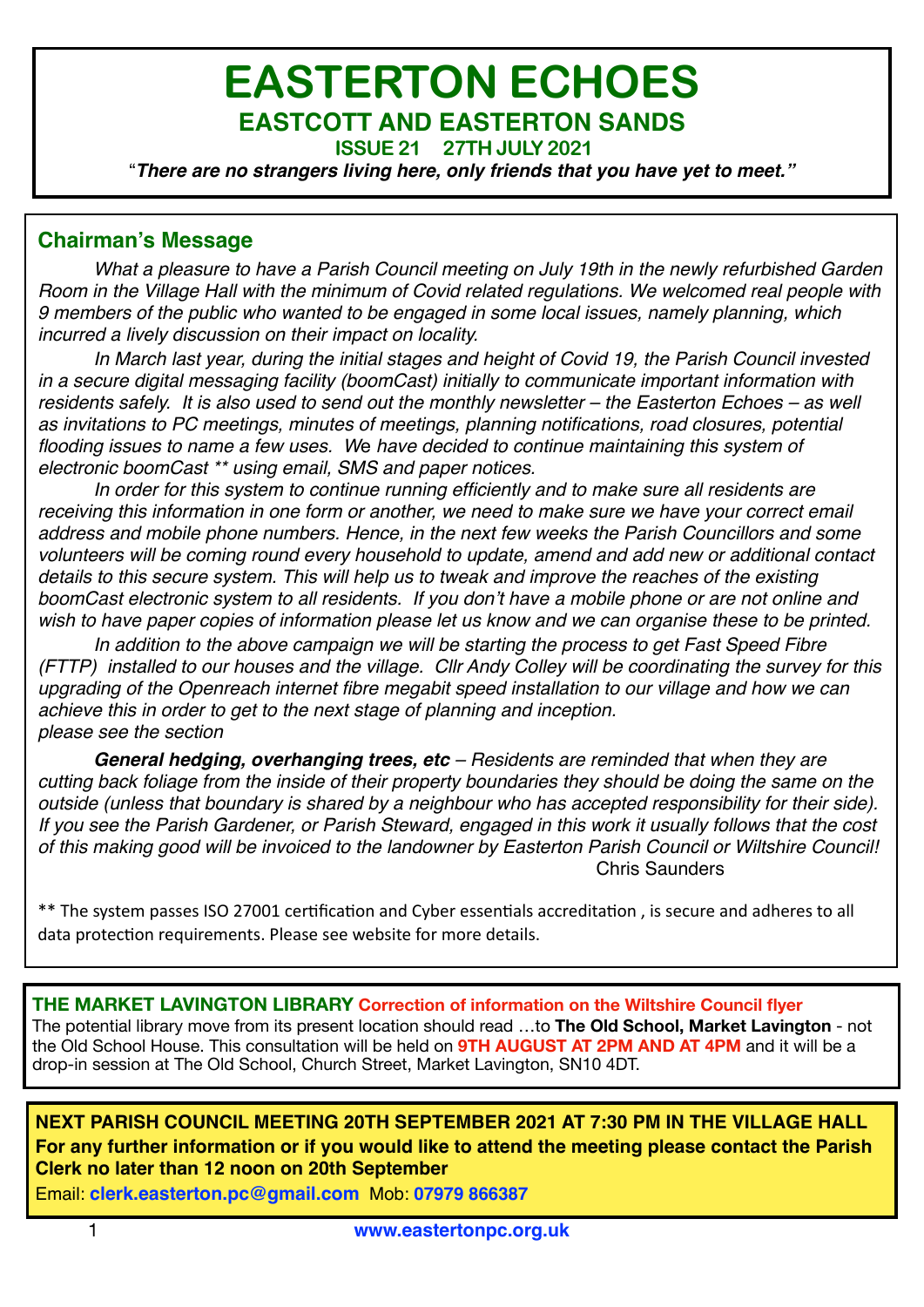# EASTERTON ECHOES

## EASTCOTT AND EASTERTON SANDS

**ISSUE 21 27TH JULY 2021**

"***There are no strangers living here, only friends that you have yet to meet."***

## Chairman's Message

*What a pleasure to have a Parish Council meeting on July 19th in the newly refurbished Garden Room in the Village Hall with the minimum of Covid related regulations. We welcomed real people with 9 members of the public who wanted to be engaged in some local issues, namely planning, which incurred a lively discussion on their impact on locality.*

*In March last year, during the initial stages and height of Covid 19, the Parish Council invested in a secure digital messaging facility (boomCast) initially to communicate important information with residents safely. It is also used to send out the monthly newsletter – the Easterton Echoes – as well as invitations to PC meetings, minutes of meetings, planning notifications, road closures, potential flooding issues to name a few uses. We have decided to continue maintaining this system of electronic boomCast \*\* using email, SMS and paper notices.*

*In order for this system to continue running efficiently and to make sure all residents are receiving this information in one form or another, we need to make sure we have your correct email address and mobile phone numbers. Hence, in the next few weeks the Parish Councillors and some volunteers will be coming round every household to update, amend and add new or additional contact details to this secure system. This will help us to tweak and improve the reaches of the existing boomCast electronic system to all residents. If you don't have a mobile phone or are not online and wish to have paper copies of information please let us know and we can organise these to be printed.*

*In addition to the above campaign we will be starting the process to get Fast Speed Fibre (FTTP) installed to our houses and the village. Cllr Andy Colley will be coordinating the survey for this upgrading of the Openreach internet fibre megabit speed installation to our village and how we can achieve this in order to get to the next stage of planning and inception.*
*please see the section*

***General hedging, overhanging trees, etc*** *– Residents are reminded that when they are cutting back foliage from the inside of their property boundaries they should be doing the same on the outside (unless that boundary is shared by a neighbour who has accepted responsibility for their side). If you see the Parish Gardener, or Parish Steward, engaged in this work it usually follows that the cost of this making good will be invoiced to the landowner by Easterton Parish Council or Wiltshire Council!*

Chris Saunders

\*\* The system passes ISO 27001 certification and Cyber essentials accreditation , is secure and adheres to all data protection requirements. Please see website for more details.

**THE MARKET LAVINGTON LIBRARY Correction of information on the Wiltshire Council flyer**

The potential library move from its present location should read …to **The Old School, Market Lavington** - not the Old School House. This consultation will be held on **9TH AUGUST AT 2PM AND AT 4PM** and it will be a drop-in session at The Old School, Church Street, Market Lavington, SN10 4DT.

**NEXT PARISH COUNCIL MEETING 20TH SEPTEMBER 2021 AT 7:30 PM IN THE VILLAGE HALL**
**For any further information or if you would like to attend the meeting please contact the Parish Clerk no later than 12 noon on 20th September**

Email: **clerk.easterton.pc@gmail.com** Mob: **07979 866387**

**www.eastertonpc.org.uk**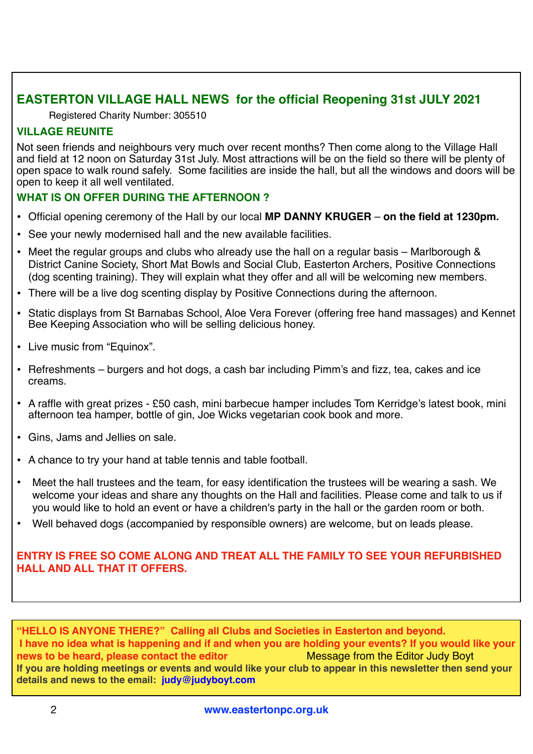## EASTERTON VILLAGE HALL NEWS for the official Reopening 31st JULY 2021

Registered Charity Number: 305510

### VILLAGE REUNITE

Not seen friends and neighbours very much over recent months? Then come along to the Village Hall and field at 12 noon on Saturday 31st July. Most attractions will be on the field so there will be plenty of open space to walk round safely. Some facilities are inside the hall, but all the windows and doors will be open to keep it all well ventilated.

### WHAT IS ON OFFER DURING THE AFTERNOON ?

- Official opening ceremony of the Hall by our local **MP DANNY KRUGER** – **on the field at 1230pm.**
- See your newly modernised hall and the new available facilities.
- Meet the regular groups and clubs who already use the hall on a regular basis – Marlborough & District Canine Society, Short Mat Bowls and Social Club, Easterton Archers, Positive Connections (dog scenting training). They will explain what they offer and all will be welcoming new members.
- There will be a live dog scenting display by Positive Connections during the afternoon.
- Static displays from St Barnabas School, Aloe Vera Forever (offering free hand massages) and Kennet Bee Keeping Association who will be selling delicious honey.
- Live music from "Equinox".
- Refreshments – burgers and hot dogs, a cash bar including Pimm's and fizz, tea, cakes and ice creams.
- A raffle with great prizes - £50 cash, mini barbecue hamper includes Tom Kerridge's latest book, mini afternoon tea hamper, bottle of gin, Joe Wicks vegetarian cook book and more.
- Gins, Jams and Jellies on sale.
- A chance to try your hand at table tennis and table football.
- Meet the hall trustees and the team, for easy identification the trustees will be wearing a sash. We welcome your ideas and share any thoughts on the Hall and facilities. Please come and talk to us if you would like to hold an event or have a children's party in the hall or the garden room or both.
- Well behaved dogs (accompanied by responsible owners) are welcome, but on leads please.

**ENTRY IS FREE SO COME ALONG AND TREAT ALL THE FAMILY TO SEE YOUR REFURBISHED HALL AND ALL THAT IT OFFERS.**

---

**"HELLO IS ANYONE THERE?" Calling all Clubs and Societies in Easterton and beyond. I have no idea what is happening and if and when you are holding your events? If you would like your news to be heard, please contact the editor** Message from the Editor Judy Boyt

**If you are holding meetings or events and would like your club to appear in this newsletter then send your details and news to the email: judy@judyboyt.com**

www.eastertonpc.org.uk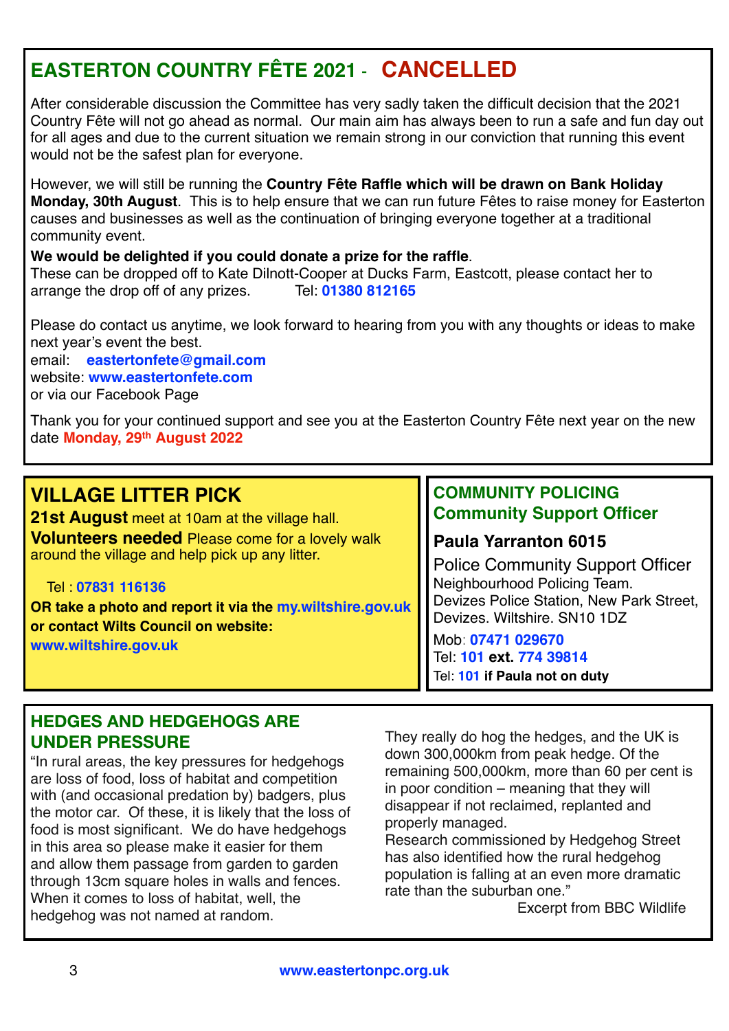## EASTERTON COUNTRY FÊTE 2021 - CANCELLED

After considerable discussion the Committee has very sadly taken the difficult decision that the 2021 Country Fête will not go ahead as normal. Our main aim has always been to run a safe and fun day out for all ages and due to the current situation we remain strong in our conviction that running this event would not be the safest plan for everyone.

However, we will still be running the **Country Fête Raffle which will be drawn on Bank Holiday Monday, 30th August**. This is to help ensure that we can run future Fêtes to raise money for Easterton causes and businesses as well as the continuation of bringing everyone together at a traditional community event.

**We would be delighted if you could donate a prize for the raffle**.
These can be dropped off to Kate Dilnott-Cooper at Ducks Farm, Eastcott, please contact her to arrange the drop off of any prizes. Tel: **01380 812165**

Please do contact us anytime, we look forward to hearing from you with any thoughts or ideas to make next year's event the best.
email: **eastertonfete@gmail.com**
website: **www.eastertonfete.com**
or via our Facebook Page

Thank you for your continued support and see you at the Easterton Country Fête next year on the new date **Monday, 29th August 2022**

## VILLAGE LITTER PICK

**21st August** meet at 10am at the village hall.
**Volunteers needed** Please come for a lovely walk around the village and help pick up any litter.

Tel : **07831 116136**

**OR take a photo and report it via the my.wiltshire.gov.uk or contact Wilts Council on website: www.wiltshire.gov.uk**

## COMMUNITY POLICING
### Community Support Officer

**Paula Yarranton 6015**

Police Community Support Officer
Neighbourhood Policing Team.
Devizes Police Station, New Park Street, Devizes. Wiltshire. SN10 1DZ

Mob: **07471 029670**
Tel: **101 ext. 774 39814**
Tel: **101 if Paula not on duty**

## HEDGES AND HEDGEHOGS ARE UNDER PRESSURE

"In rural areas, the key pressures for hedgehogs are loss of food, loss of habitat and competition with (and occasional predation by) badgers, plus the motor car. Of these, it is likely that the loss of food is most significant. We do have hedgehogs in this area so please make it easier for them and allow them passage from garden to garden through 13cm square holes in walls and fences. When it comes to loss of habitat, well, the hedgehog was not named at random.

They really do hog the hedges, and the UK is down 300,000km from peak hedge. Of the remaining 500,000km, more than 60 per cent is in poor condition – meaning that they will disappear if not reclaimed, replanted and properly managed.
Research commissioned by Hedgehog Street has also identified how the rural hedgehog population is falling at an even more dramatic rate than the suburban one."

Excerpt from BBC Wildlife

www.eastertonpc.org.uk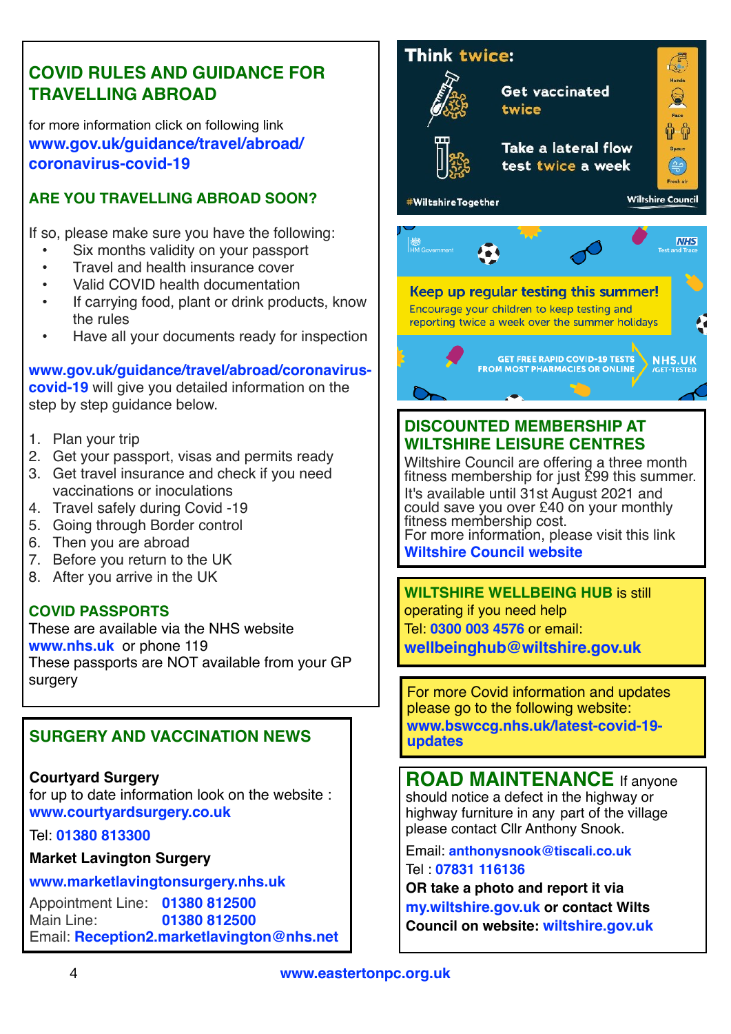## COVID RULES AND GUIDANCE FOR TRAVELLING ABROAD

for more information click on following link
**www.gov.uk/guidance/travel/abroad/coronavirus-covid-19**

### ARE YOU TRAVELLING ABROAD SOON?

If so, please make sure you have the following:

- Six months validity on your passport
- Travel and health insurance cover
- Valid COVID health documentation
- If carrying food, plant or drink products, know the rules
- Have all your documents ready for inspection

**www.gov.uk/guidance/travel/abroad/coronavirus-covid-19** will give you detailed information on the step by step guidance below.

1. Plan your trip
2. Get your passport, visas and permits ready
3. Get travel insurance and check if you need vaccinations or inoculations
4. Travel safely during Covid -19
5. Going through Border control
6. Then you are abroad
7. Before you return to the UK
8. After you arrive in the UK

### COVID PASSPORTS

These are available via the NHS website **www.nhs.uk** or phone 119
These passports are NOT available from your GP surgery

## SURGERY AND VACCINATION NEWS

**Courtyard Surgery**
for up to date information look on the website : **www.courtyardsurgery.co.uk**

Tel: **01380 813300**

**Market Lavington Surgery**

**www.marketlavingtonsurgery.nhs.uk**

Appointment Line: **01380 812500**
Main Line: **01380 812500**
Email: **Reception2.marketlavington@nhs.net**

**Think twice:**

Get vaccinated twice

Take a lateral flow test twice a week

#WiltshireTogether

Wiltshire Council

HM Government

NHS Test and Trace

**Keep up regular testing this summer!**
Encourage your children to keep testing and reporting twice a week over the summer holidays

GET FREE RAPID COVID-19 TESTS FROM MOST PHARMACIES OR ONLINE — NHS.UK/GET-TESTED

## DISCOUNTED MEMBERSHIP AT WILTSHIRE LEISURE CENTRES

Wiltshire Council are offering a three month fitness membership for just £99 this summer.
It's available until 31st August 2021 and could save you over £40 on your monthly fitness membership cost.
For more information, please visit this link
**Wiltshire Council website**

**WILTSHIRE WELLBEING HUB** is still operating if you need help
Tel: **0300 003 4576** or email:
**wellbeinghub@wiltshire.gov.uk**

For more Covid information and updates please go to the following website:
**www.bswccg.nhs.uk/latest-covid-19-updates**

## ROAD MAINTENANCE

If anyone should notice a defect in the highway or highway furniture in any part of the village please contact Cllr Anthony Snook.

Email: **anthonysnook@tiscali.co.uk**
Tel : **07831 116136**

**OR take a photo and report it via my.wiltshire.gov.uk or contact Wilts Council on website: wiltshire.gov.uk**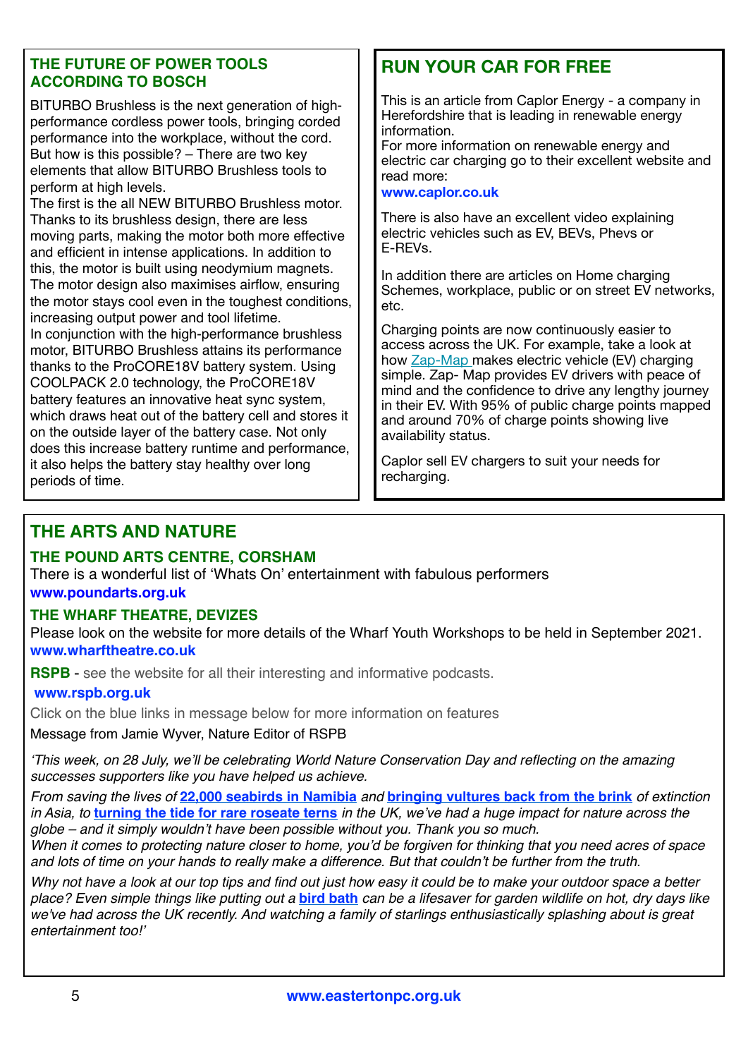## THE FUTURE OF POWER TOOLS ACCORDING TO BOSCH

BITURBO Brushless is the next generation of high-performance cordless power tools, bringing corded performance into the workplace, without the cord. But how is this possible? – There are two key elements that allow BITURBO Brushless tools to perform at high levels.
The first is the all NEW BITURBO Brushless motor. Thanks to its brushless design, there are less moving parts, making the motor both more effective and efficient in intense applications. In addition to this, the motor is built using neodymium magnets. The motor design also maximises airflow, ensuring the motor stays cool even in the toughest conditions, increasing output power and tool lifetime.
In conjunction with the high-performance brushless motor, BITURBO Brushless attains its performance thanks to the ProCORE18V battery system. Using COOLPACK 2.0 technology, the ProCORE18V battery features an innovative heat sync system, which draws heat out of the battery cell and stores it on the outside layer of the battery case. Not only does this increase battery runtime and performance, it also helps the battery stay healthy over long periods of time.

## RUN YOUR CAR FOR FREE

This is an article from Caplor Energy - a company in Herefordshire that is leading in renewable energy information.
For more information on renewable energy and electric car charging go to their excellent website and read more:
**www.caplor.co.uk**

There is also have an excellent video explaining electric vehicles such as EV, BEVs, Phevs or E-REVs.

In addition there are articles on Home charging Schemes, workplace, public or on street EV networks, etc.

Charging points are now continuously easier to access across the UK. For example, take a look at how Zap-Map makes electric vehicle (EV) charging simple. Zap- Map provides EV drivers with peace of mind and the confidence to drive any lengthy journey in their EV. With 95% of public charge points mapped and around 70% of charge points showing live availability status.

Caplor sell EV chargers to suit your needs for recharging.

## THE ARTS AND NATURE

### THE POUND ARTS CENTRE, CORSHAM

There is a wonderful list of 'Whats On' entertainment with fabulous performers
**www.poundarts.org.uk**

### THE WHARF THEATRE, DEVIZES

Please look on the website for more details of the Wharf Youth Workshops to be held in September 2021.
**www.wharftheatre.co.uk**

**RSPB -** see the website for all their interesting and informative podcasts.
**www.rspb.org.uk**

Click on the blue links in message below for more information on features

Message from Jamie Wyver, Nature Editor of RSPB

*'This week, on 28 July, we'll be celebrating World Nature Conservation Day and reflecting on the amazing successes supporters like you have helped us achieve.*

*From saving the lives of* **22,000 seabirds in Namibia** *and* **bringing vultures back from the brink** *of extinction in Asia, to* **turning the tide for rare roseate terns** *in the UK, we've had a huge impact for nature across the globe – and it simply wouldn't have been possible without you. Thank you so much.*
*When it comes to protecting nature closer to home, you'd be forgiven for thinking that you need acres of space and lots of time on your hands to really make a difference. But that couldn't be further from the truth.*

*Why not have a look at our top tips and find out just how easy it could be to make your outdoor space a better place? Even simple things like putting out a* **bird bath** *can be a lifesaver for garden wildlife on hot, dry days like we've had across the UK recently. And watching a family of starlings enthusiastically splashing about is great entertainment too!'*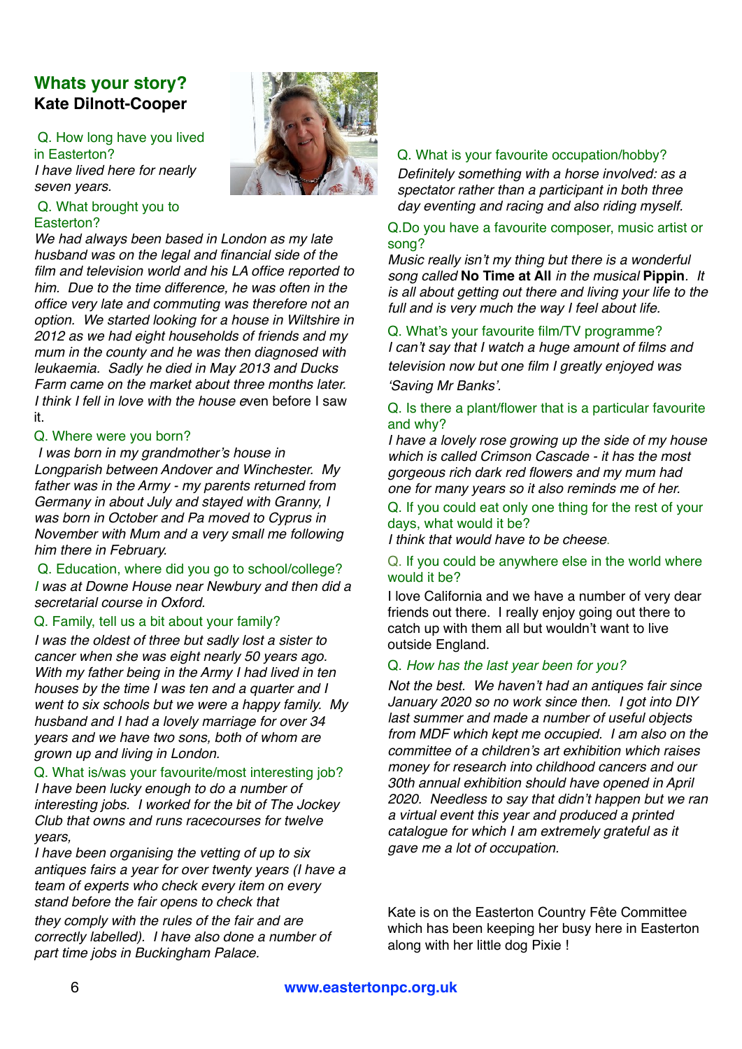## Whats your story?

### Kate Dilnott-Cooper

Q. How long have you lived in Easterton?

*I have lived here for nearly seven years.*

Q. What brought you to Easterton?

*We had always been based in London as my late husband was on the legal and financial side of the film and television world and his LA office reported to him. Due to the time difference, he was often in the office very late and commuting was therefore not an option. We started looking for a house in Wiltshire in 2012 as we had eight households of friends and my mum in the county and he was then diagnosed with leukaemia. Sadly he died in May 2013 and Ducks Farm came on the market about three months later. I think I fell in love with the house e*ven before I saw it.

Q. Where were you born?

*I was born in my grandmother's house in Longparish between Andover and Winchester. My father was in the Army - my parents returned from Germany in about July and stayed with Granny, I was born in October and Pa moved to Cyprus in November with Mum and a very small me following him there in February.*

Q. Education, where did you go to school/college?

*I was at Downe House near Newbury and then did a secretarial course in Oxford.*

Q. Family, tell us a bit about your family?

*I was the oldest of three but sadly lost a sister to cancer when she was eight nearly 50 years ago. With my father being in the Army I had lived in ten houses by the time I was ten and a quarter and I went to six schools but we were a happy family. My husband and I had a lovely marriage for over 34 years and we have two sons, both of whom are grown up and living in London.*

Q. What is/was your favourite/most interesting job?

*I have been lucky enough to do a number of interesting jobs. I worked for the bit of The Jockey Club that owns and runs racecourses for twelve years,*

*I have been organising the vetting of up to six antiques fairs a year for over twenty years (I have a team of experts who check every item on every stand before the fair opens to check that they comply with the rules of the fair and are correctly labelled). I have also done a number of part time jobs in Buckingham Palace.*

Q. What is your favourite occupation/hobby?

*Definitely something with a horse involved: as a spectator rather than a participant in both three day eventing and racing and also riding myself.*

Q.Do you have a favourite composer, music artist or song?

*Music really isn't my thing but there is a wonderful song called* **No Time at All** *in the musical* **Pippin**. *It is all about getting out there and living your life to the full and is very much the way I feel about life.*

Q. What's your favourite film/TV programme?

*I can't say that I watch a huge amount of films and television now but one film I greatly enjoyed was 'Saving Mr Banks'.*

Q. Is there a plant/flower that is a particular favourite and why?

*I have a lovely rose growing up the side of my house which is called Crimson Cascade - it has the most gorgeous rich dark red flowers and my mum had one for many years so it also reminds me of her.*

Q. If you could eat only one thing for the rest of your days, what would it be?

*I think that would have to be cheese.*

Q. If you could be anywhere else in the world where would it be?

I love California and we have a number of very dear friends out there. I really enjoy going out there to catch up with them all but wouldn't want to live outside England.

*Q. How has the last year been for you?*

*Not the best. We haven't had an antiques fair since January 2020 so no work since then. I got into DIY last summer and made a number of useful objects from MDF which kept me occupied. I am also on the committee of a children's art exhibition which raises money for research into childhood cancers and our 30th annual exhibition should have opened in April 2020. Needless to say that didn't happen but we ran a virtual event this year and produced a printed catalogue for which I am extremely grateful as it gave me a lot of occupation.*

Kate is on the Easterton Country Fête Committee which has been keeping her busy here in Easterton along with her little dog Pixie !

www.eastertonpc.org.uk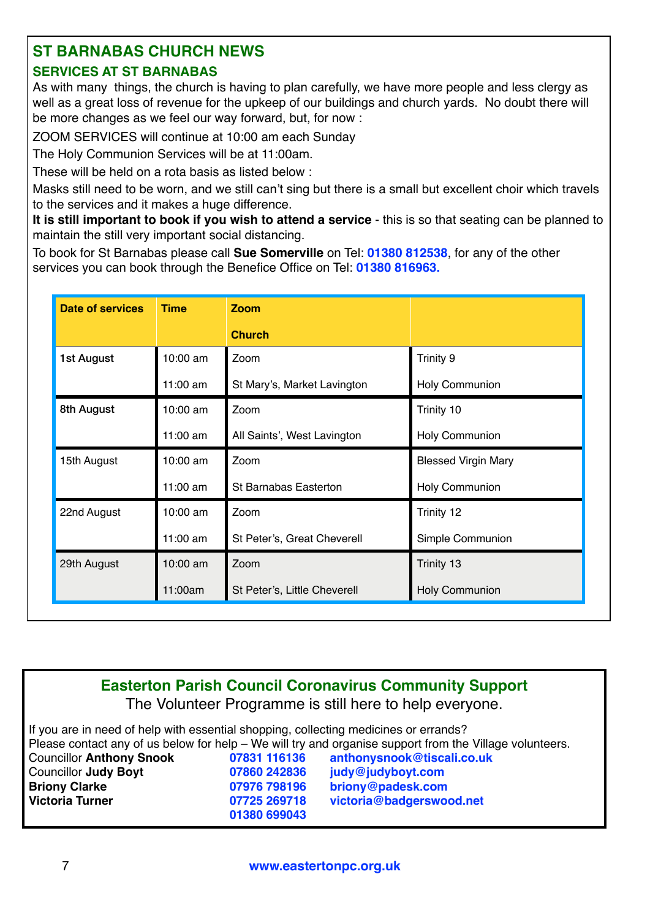## ST BARNABAS CHURCH NEWS

### SERVICES AT ST BARNABAS

As with many things, the church is having to plan carefully, we have more people and less clergy as well as a great loss of revenue for the upkeep of our buildings and church yards. No doubt there will be more changes as we feel our way forward, but, for now :

ZOOM SERVICES will continue at 10:00 am each Sunday

The Holy Communion Services will be at 11:00am.

These will be held on a rota basis as listed below :

Masks still need to be worn, and we still can't sing but there is a small but excellent choir which travels to the services and it makes a huge difference.

**It is still important to book if you wish to attend a service** - this is so that seating can be planned to maintain the still very important social distancing.

To book for St Barnabas please call **Sue Somerville** on Tel: **01380 812538**, for any of the other services you can book through the Benefice Office on Tel: **01380 816963.**

| Date of services | Time | Zoom<br>Church | |
|---|---|---|---|
| **1st August** | 10:00 am | Zoom | Trinity 9 |
| | 11:00 am | St Mary's, Market Lavington | Holy Communion |
| **8th August** | 10:00 am | Zoom | Trinity 10 |
| | 11:00 am | All Saints', West Lavington | Holy Communion |
| 15th August | 10:00 am | Zoom | Blessed Virgin Mary |
| | 11:00 am | St Barnabas Easterton | Holy Communion |
| 22nd August | 10:00 am | Zoom | Trinity 12 |
| | 11:00 am | St Peter's, Great Cheverell | Simple Communion |
| 29th August | 10:00 am | Zoom | Trinity 13 |
| | 11:00am | St Peter's, Little Cheverell | Holy Communion |

## Easterton Parish Council Coronavirus Community Support

The Volunteer Programme is still here to help everyone.

If you are in need of help with essential shopping, collecting medicines or errands?
Please contact any of us below for help – We will try and organise support from the Village volunteers.

| | | |
|---|---|---|
| Councillor **Anthony Snook** | **07831 116136** | **anthonysnook@tiscali.co.uk** |
| Councillor **Judy Boyt** | **07860 242836** | **judy@judyboyt.com** |
| **Briony Clarke** | **07976 798196** | **briony@padesk.com** |
| **Victoria Turner** | **07725 269718**<br>**01380 699043** | **victoria@badgerswood.net** |

**www.eastertonpc.org.uk**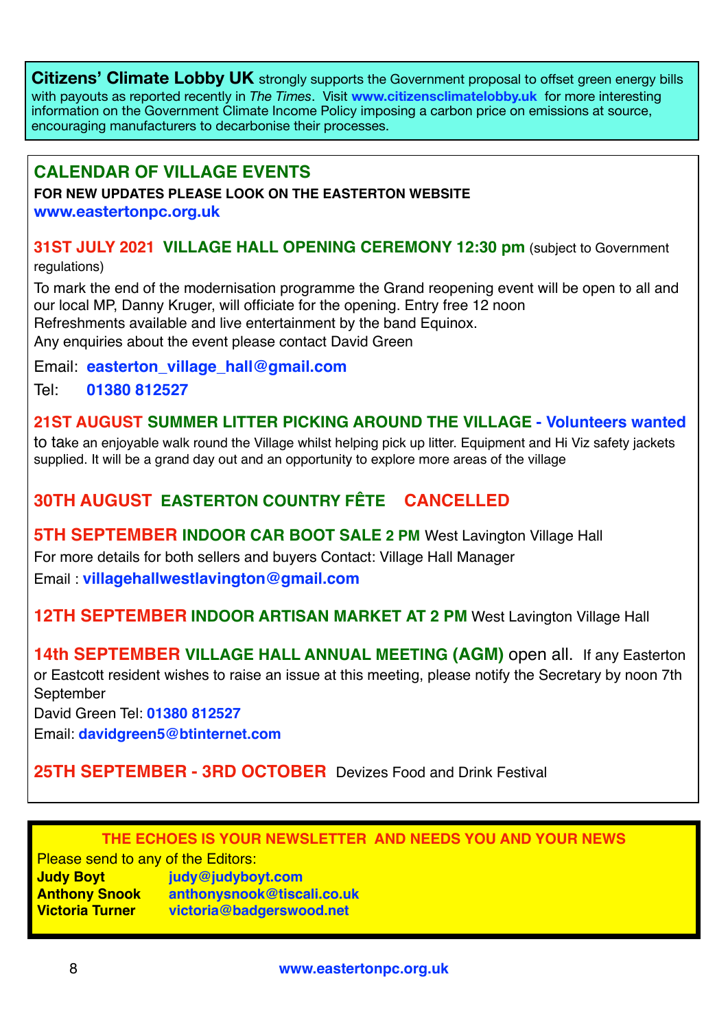**Citizens' Climate Lobby UK** strongly supports the Government proposal to offset green energy bills with payouts as reported recently in *The Times*. Visit **www.citizensclimatelobby.uk** for more interesting information on the Government Climate Income Policy imposing a carbon price on emissions at source, encouraging manufacturers to decarbonise their processes.

## CALENDAR OF VILLAGE EVENTS

**FOR NEW UPDATES PLEASE LOOK ON THE EASTERTON WEBSITE**
**www.eastertonpc.org.uk**

### 31ST JULY 2021 VILLAGE HALL OPENING CEREMONY 12:30 pm (subject to Government regulations)

To mark the end of the modernisation programme the Grand reopening event will be open to all and our local MP, Danny Kruger, will officiate for the opening. Entry free 12 noon
Refreshments available and live entertainment by the band Equinox.
Any enquiries about the event please contact David Green

Email: **easterton_village_hall@gmail.com**

Tel: **01380 812527**

### 21ST AUGUST SUMMER LITTER PICKING AROUND THE VILLAGE - Volunteers wanted

to take an enjoyable walk round the Village whilst helping pick up litter. Equipment and Hi Viz safety jackets supplied. It will be a grand day out and an opportunity to explore more areas of the village

### 30TH AUGUST EASTERTON COUNTRY FÊTE CANCELLED

### 5TH SEPTEMBER INDOOR CAR BOOT SALE 2 PM West Lavington Village Hall

For more details for both sellers and buyers Contact: Village Hall Manager
Email : **villagehallwestlavington@gmail.com**

### 12TH SEPTEMBER INDOOR ARTISAN MARKET AT 2 PM West Lavington Village Hall

### 14th SEPTEMBER VILLAGE HALL ANNUAL MEETING (AGM) open all.

If any Easterton or Eastcott resident wishes to raise an issue at this meeting, please notify the Secretary by noon 7th September
David Green Tel: **01380 812527**
Email: **davidgreen5@btinternet.com**

### 25TH SEPTEMBER - 3RD OCTOBER Devizes Food and Drink Festival

**THE ECHOES IS YOUR NEWSLETTER AND NEEDS YOU AND YOUR NEWS**

Please send to any of the Editors:

| | |
|---|---|
| **Judy Boyt** | **judy@judyboyt.com** |
| **Anthony Snook** | **anthonysnook@tiscali.co.uk** |
| **Victoria Turner** | **victoria@badgerswood.net** |